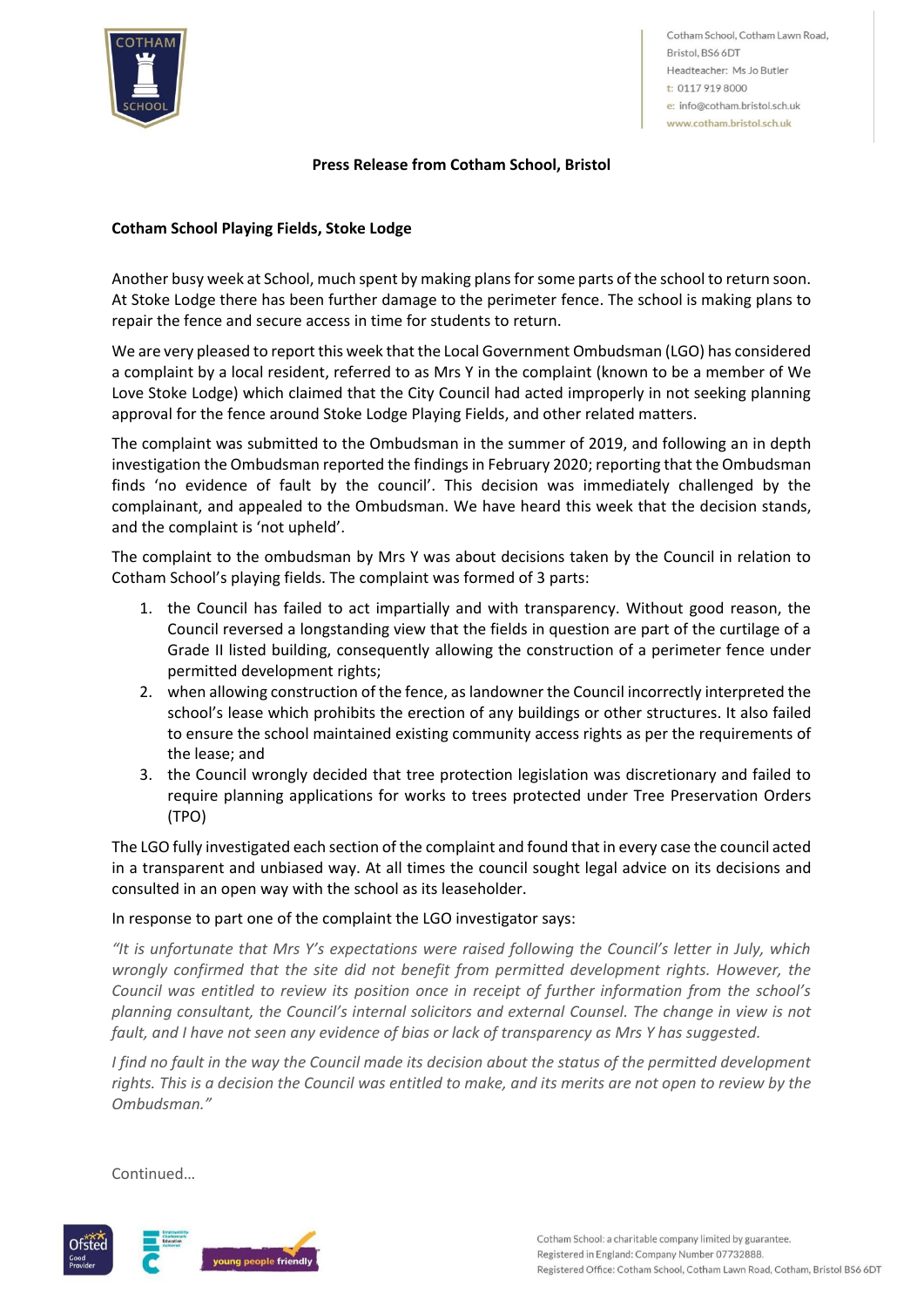Cotham School, Cotham Lawn Road, Bristol, BS6 6DT
Headteacher: Ms Jo Butler
t: 0117 919 8000
e: info@cotham.bristol.sch.uk
www.cotham.bristol.sch.uk

**Press Release from Cotham School, Bristol**

**Cotham School Playing Fields, Stoke Lodge**

Another busy week at School, much spent by making plans for some parts of the school to return soon. At Stoke Lodge there has been further damage to the perimeter fence. The school is making plans to repair the fence and secure access in time for students to return.

We are very pleased to report this week that the Local Government Ombudsman (LGO) has considered a complaint by a local resident, referred to as Mrs Y in the complaint (known to be a member of We Love Stoke Lodge) which claimed that the City Council had acted improperly in not seeking planning approval for the fence around Stoke Lodge Playing Fields, and other related matters.

The complaint was submitted to the Ombudsman in the summer of 2019, and following an in depth investigation the Ombudsman reported the findings in February 2020; reporting that the Ombudsman finds 'no evidence of fault by the council'. This decision was immediately challenged by the complainant, and appealed to the Ombudsman. We have heard this week that the decision stands, and the complaint is 'not upheld'.

The complaint to the ombudsman by Mrs Y was about decisions taken by the Council in relation to Cotham School's playing fields. The complaint was formed of 3 parts:

1. the Council has failed to act impartially and with transparency. Without good reason, the Council reversed a longstanding view that the fields in question are part of the curtilage of a Grade II listed building, consequently allowing the construction of a perimeter fence under permitted development rights;
2. when allowing construction of the fence, as landowner the Council incorrectly interpreted the school's lease which prohibits the erection of any buildings or other structures. It also failed to ensure the school maintained existing community access rights as per the requirements of the lease; and
3. the Council wrongly decided that tree protection legislation was discretionary and failed to require planning applications for works to trees protected under Tree Preservation Orders (TPO)

The LGO fully investigated each section of the complaint and found that in every case the council acted in a transparent and unbiased way. At all times the council sought legal advice on its decisions and consulted in an open way with the school as its leaseholder.

In response to part one of the complaint the LGO investigator says:

*"It is unfortunate that Mrs Y's expectations were raised following the Council's letter in July, which wrongly confirmed that the site did not benefit from permitted development rights. However, the Council was entitled to review its position once in receipt of further information from the school's planning consultant, the Council's internal solicitors and external Counsel. The change in view is not fault, and I have not seen any evidence of bias or lack of transparency as Mrs Y has suggested.*

*I find no fault in the way the Council made its decision about the status of the permitted development rights. This is a decision the Council was entitled to make, and its merits are not open to review by the Ombudsman."*

Continued…

Cotham School: a charitable company limited by guarantee.
Registered in England: Company Number 07732888.
Registered Office: Cotham School, Cotham Lawn Road, Cotham, Bristol BS6 6DT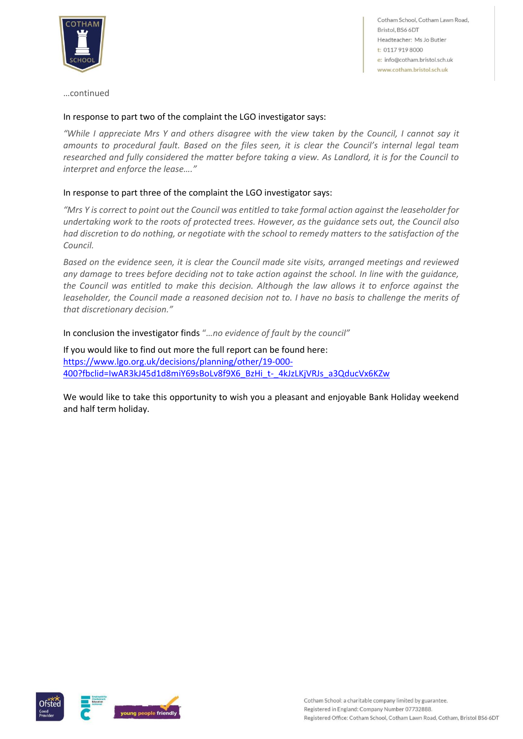…continued

In response to part two of the complaint the LGO investigator says:

*"While I appreciate Mrs Y and others disagree with the view taken by the Council, I cannot say it amounts to procedural fault. Based on the files seen, it is clear the Council's internal legal team researched and fully considered the matter before taking a view. As Landlord, it is for the Council to interpret and enforce the lease…."*

In response to part three of the complaint the LGO investigator says:

*"Mrs Y is correct to point out the Council was entitled to take formal action against the leaseholder for undertaking work to the roots of protected trees. However, as the guidance sets out, the Council also had discretion to do nothing, or negotiate with the school to remedy matters to the satisfaction of the Council.*

*Based on the evidence seen, it is clear the Council made site visits, arranged meetings and reviewed any damage to trees before deciding not to take action against the school. In line with the guidance, the Council was entitled to make this decision. Although the law allows it to enforce against the leaseholder, the Council made a reasoned decision not to. I have no basis to challenge the merits of that discretionary decision."*

In conclusion the investigator finds *"…no evidence of fault by the council"*

If you would like to find out more the full report can be found here:
[https://www.lgo.org.uk/decisions/planning/other/19-000-400?fbclid=IwAR3kJ45d1d8miY69sBoLv8f9X6_BzHi_t-_4kJzLKjVRJs_a3QducVx6KZw](https://www.lgo.org.uk/decisions/planning/other/19-000-400?fbclid=IwAR3kJ45d1d8miY69sBoLv8f9X6_BzHi_t-_4kJzLKjVRJs_a3QducVx6KZw)

We would like to take this opportunity to wish you a pleasant and enjoyable Bank Holiday weekend and half term holiday.